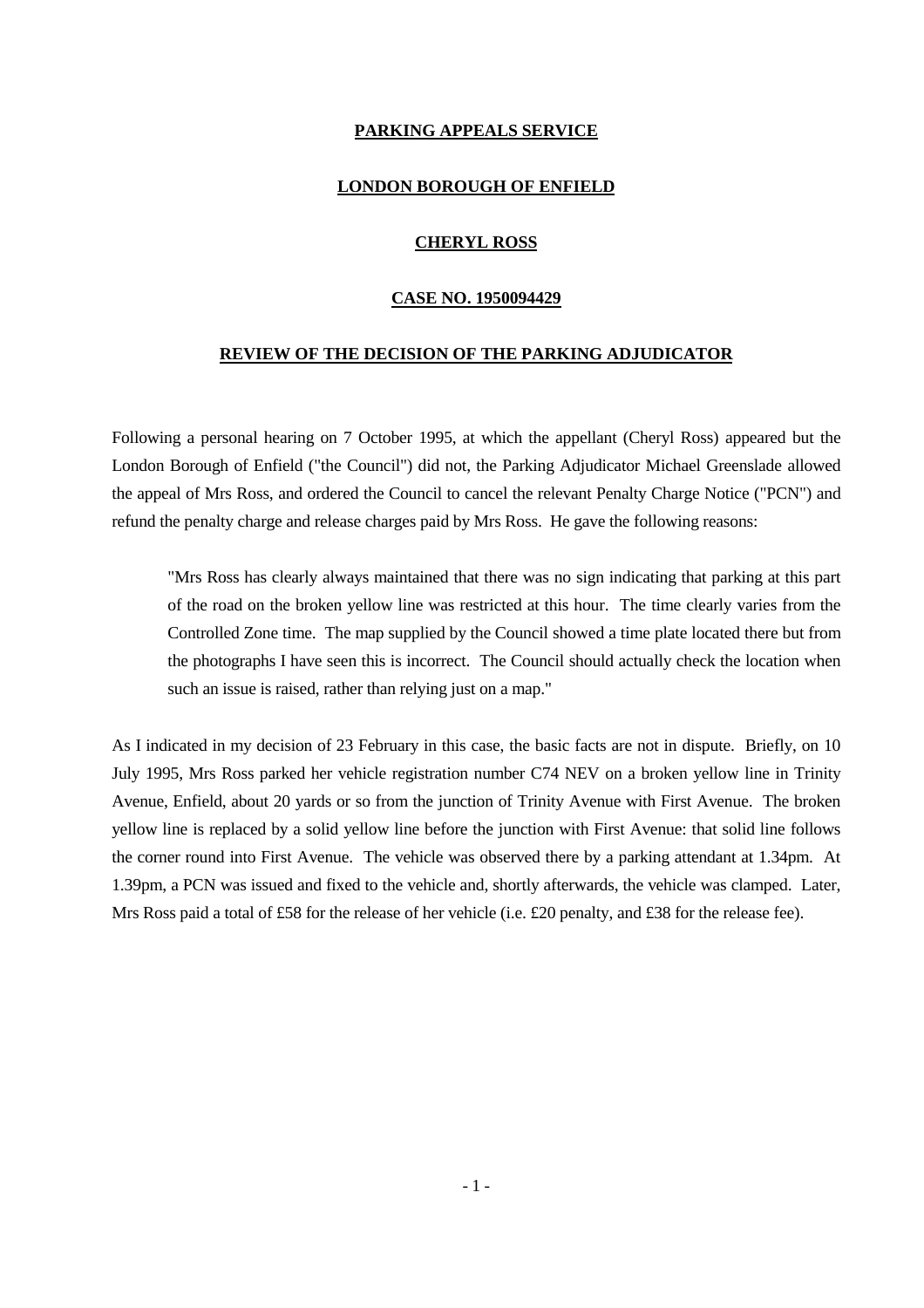**PARKING APPEALS SERVICE**

**LONDON BOROUGH OF ENFIELD**

**CHERYL ROSS**

**CASE NO. 1950094429**

**REVIEW OF THE DECISION OF THE PARKING ADJUDICATOR**

Following a personal hearing on 7 October 1995, at which the appellant (Cheryl Ross) appeared but the London Borough of Enfield ("the Council") did not, the Parking Adjudicator Michael Greenslade allowed the appeal of Mrs Ross, and ordered the Council to cancel the relevant Penalty Charge Notice ("PCN") and refund the penalty charge and release charges paid by Mrs Ross. He gave the following reasons:

> "Mrs Ross has clearly always maintained that there was no sign indicating that parking at this part of the road on the broken yellow line was restricted at this hour. The time clearly varies from the Controlled Zone time. The map supplied by the Council showed a time plate located there but from the photographs I have seen this is incorrect. The Council should actually check the location when such an issue is raised, rather than relying just on a map."

As I indicated in my decision of 23 February in this case, the basic facts are not in dispute. Briefly, on 10 July 1995, Mrs Ross parked her vehicle registration number C74 NEV on a broken yellow line in Trinity Avenue, Enfield, about 20 yards or so from the junction of Trinity Avenue with First Avenue. The broken yellow line is replaced by a solid yellow line before the junction with First Avenue: that solid line follows the corner round into First Avenue. The vehicle was observed there by a parking attendant at 1.34pm. At 1.39pm, a PCN was issued and fixed to the vehicle and, shortly afterwards, the vehicle was clamped. Later, Mrs Ross paid a total of £58 for the release of her vehicle (i.e. £20 penalty, and £38 for the release fee).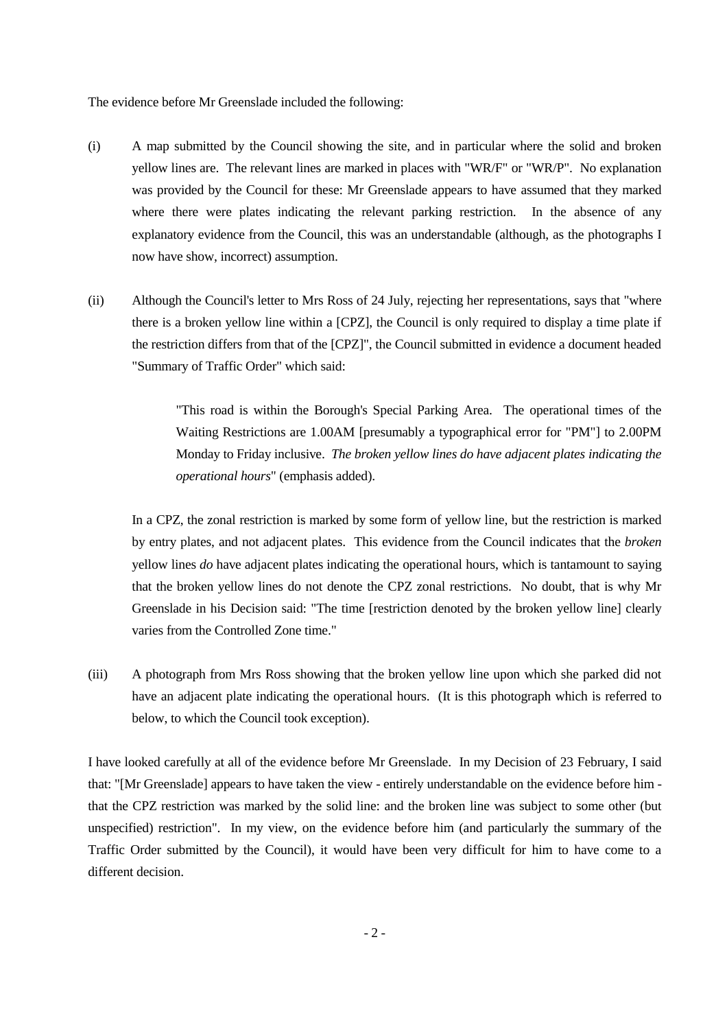The evidence before Mr Greenslade included the following:

(i) A map submitted by the Council showing the site, and in particular where the solid and broken yellow lines are. The relevant lines are marked in places with "WR/F" or "WR/P". No explanation was provided by the Council for these: Mr Greenslade appears to have assumed that they marked where there were plates indicating the relevant parking restriction. In the absence of any explanatory evidence from the Council, this was an understandable (although, as the photographs I now have show, incorrect) assumption.

(ii) Although the Council's letter to Mrs Ross of 24 July, rejecting her representations, says that "where there is a broken yellow line within a [CPZ], the Council is only required to display a time plate if the restriction differs from that of the [CPZ]", the Council submitted in evidence a document headed "Summary of Traffic Order" which said:

> "This road is within the Borough's Special Parking Area. The operational times of the Waiting Restrictions are 1.00AM [presumably a typographical error for "PM"] to 2.00PM Monday to Friday inclusive. *The broken yellow lines do have adjacent plates indicating the operational hours*" (emphasis added).

In a CPZ, the zonal restriction is marked by some form of yellow line, but the restriction is marked by entry plates, and not adjacent plates. This evidence from the Council indicates that the *broken* yellow lines *do* have adjacent plates indicating the operational hours, which is tantamount to saying that the broken yellow lines do not denote the CPZ zonal restrictions. No doubt, that is why Mr Greenslade in his Decision said: "The time [restriction denoted by the broken yellow line] clearly varies from the Controlled Zone time."

(iii) A photograph from Mrs Ross showing that the broken yellow line upon which she parked did not have an adjacent plate indicating the operational hours. (It is this photograph which is referred to below, to which the Council took exception).

I have looked carefully at all of the evidence before Mr Greenslade. In my Decision of 23 February, I said that: "[Mr Greenslade] appears to have taken the view - entirely understandable on the evidence before him - that the CPZ restriction was marked by the solid line: and the broken line was subject to some other (but unspecified) restriction". In my view, on the evidence before him (and particularly the summary of the Traffic Order submitted by the Council), it would have been very difficult for him to have come to a different decision.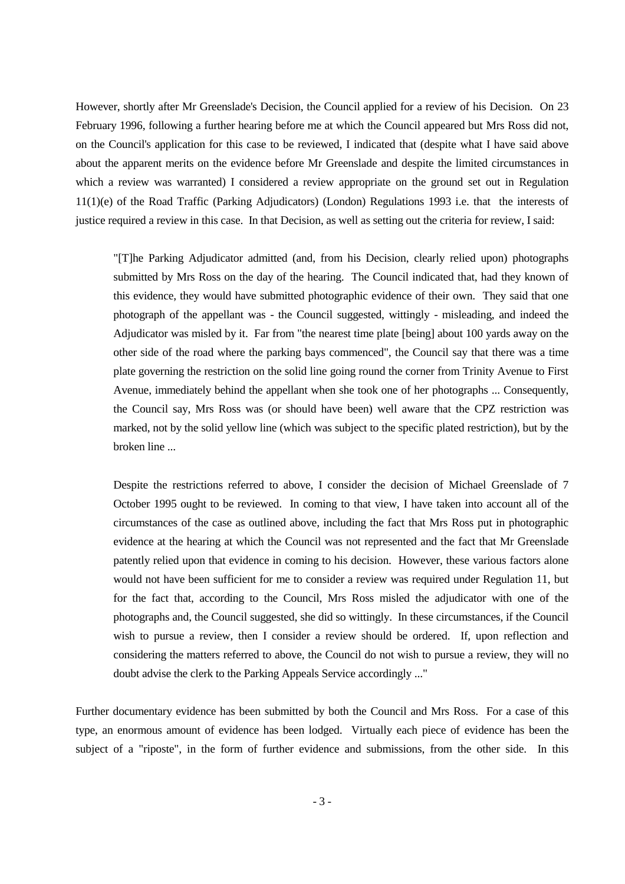However, shortly after Mr Greenslade's Decision, the Council applied for a review of his Decision. On 23 February 1996, following a further hearing before me at which the Council appeared but Mrs Ross did not, on the Council's application for this case to be reviewed, I indicated that (despite what I have said above about the apparent merits on the evidence before Mr Greenslade and despite the limited circumstances in which a review was warranted) I considered a review appropriate on the ground set out in Regulation 11(1)(e) of the Road Traffic (Parking Adjudicators) (London) Regulations 1993 i.e. that the interests of justice required a review in this case. In that Decision, as well as setting out the criteria for review, I said:

> "[T]he Parking Adjudicator admitted (and, from his Decision, clearly relied upon) photographs submitted by Mrs Ross on the day of the hearing. The Council indicated that, had they known of this evidence, they would have submitted photographic evidence of their own. They said that one photograph of the appellant was - the Council suggested, wittingly - misleading, and indeed the Adjudicator was misled by it. Far from "the nearest time plate [being] about 100 yards away on the other side of the road where the parking bays commenced", the Council say that there was a time plate governing the restriction on the solid line going round the corner from Trinity Avenue to First Avenue, immediately behind the appellant when she took one of her photographs ... Consequently, the Council say, Mrs Ross was (or should have been) well aware that the CPZ restriction was marked, not by the solid yellow line (which was subject to the specific plated restriction), but by the broken line ...
>
> Despite the restrictions referred to above, I consider the decision of Michael Greenslade of 7 October 1995 ought to be reviewed. In coming to that view, I have taken into account all of the circumstances of the case as outlined above, including the fact that Mrs Ross put in photographic evidence at the hearing at which the Council was not represented and the fact that Mr Greenslade patently relied upon that evidence in coming to his decision. However, these various factors alone would not have been sufficient for me to consider a review was required under Regulation 11, but for the fact that, according to the Council, Mrs Ross misled the adjudicator with one of the photographs and, the Council suggested, she did so wittingly. In these circumstances, if the Council wish to pursue a review, then I consider a review should be ordered. If, upon reflection and considering the matters referred to above, the Council do not wish to pursue a review, they will no doubt advise the clerk to the Parking Appeals Service accordingly ..."

Further documentary evidence has been submitted by both the Council and Mrs Ross. For a case of this type, an enormous amount of evidence has been lodged. Virtually each piece of evidence has been the subject of a "riposte", in the form of further evidence and submissions, from the other side. In this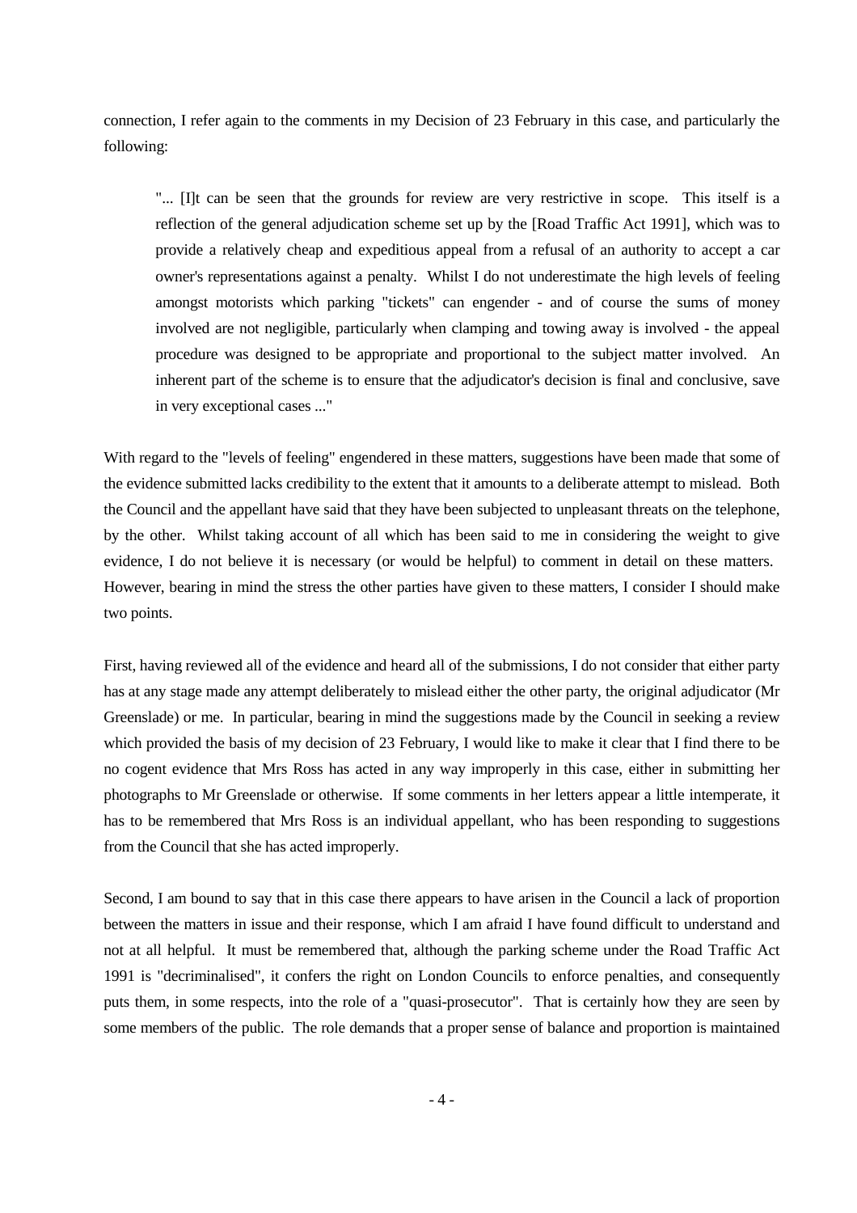connection, I refer again to the comments in my Decision of 23 February in this case, and particularly the following:

> "... [I]t can be seen that the grounds for review are very restrictive in scope. This itself is a reflection of the general adjudication scheme set up by the [Road Traffic Act 1991], which was to provide a relatively cheap and expeditious appeal from a refusal of an authority to accept a car owner's representations against a penalty. Whilst I do not underestimate the high levels of feeling amongst motorists which parking "tickets" can engender - and of course the sums of money involved are not negligible, particularly when clamping and towing away is involved - the appeal procedure was designed to be appropriate and proportional to the subject matter involved. An inherent part of the scheme is to ensure that the adjudicator's decision is final and conclusive, save in very exceptional cases ..."

With regard to the "levels of feeling" engendered in these matters, suggestions have been made that some of the evidence submitted lacks credibility to the extent that it amounts to a deliberate attempt to mislead. Both the Council and the appellant have said that they have been subjected to unpleasant threats on the telephone, by the other. Whilst taking account of all which has been said to me in considering the weight to give evidence, I do not believe it is necessary (or would be helpful) to comment in detail on these matters. However, bearing in mind the stress the other parties have given to these matters, I consider I should make two points.

First, having reviewed all of the evidence and heard all of the submissions, I do not consider that either party has at any stage made any attempt deliberately to mislead either the other party, the original adjudicator (Mr Greenslade) or me. In particular, bearing in mind the suggestions made by the Council in seeking a review which provided the basis of my decision of 23 February, I would like to make it clear that I find there to be no cogent evidence that Mrs Ross has acted in any way improperly in this case, either in submitting her photographs to Mr Greenslade or otherwise. If some comments in her letters appear a little intemperate, it has to be remembered that Mrs Ross is an individual appellant, who has been responding to suggestions from the Council that she has acted improperly.

Second, I am bound to say that in this case there appears to have arisen in the Council a lack of proportion between the matters in issue and their response, which I am afraid I have found difficult to understand and not at all helpful. It must be remembered that, although the parking scheme under the Road Traffic Act 1991 is "decriminalised", it confers the right on London Councils to enforce penalties, and consequently puts them, in some respects, into the role of a "quasi-prosecutor". That is certainly how they are seen by some members of the public. The role demands that a proper sense of balance and proportion is maintained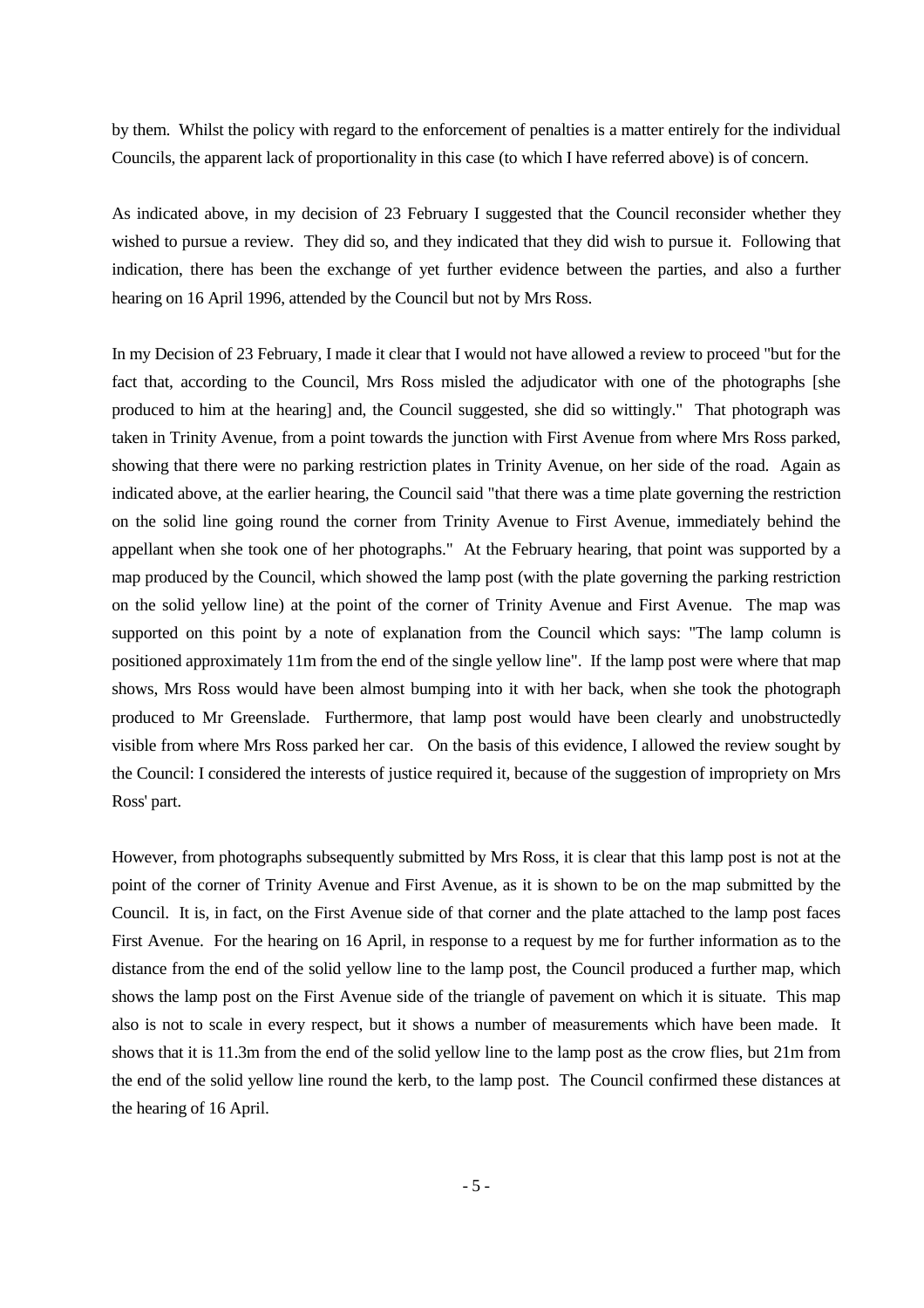by them. Whilst the policy with regard to the enforcement of penalties is a matter entirely for the individual Councils, the apparent lack of proportionality in this case (to which I have referred above) is of concern.

As indicated above, in my decision of 23 February I suggested that the Council reconsider whether they wished to pursue a review. They did so, and they indicated that they did wish to pursue it. Following that indication, there has been the exchange of yet further evidence between the parties, and also a further hearing on 16 April 1996, attended by the Council but not by Mrs Ross.

In my Decision of 23 February, I made it clear that I would not have allowed a review to proceed "but for the fact that, according to the Council, Mrs Ross misled the adjudicator with one of the photographs [she produced to him at the hearing] and, the Council suggested, she did so wittingly." That photograph was taken in Trinity Avenue, from a point towards the junction with First Avenue from where Mrs Ross parked, showing that there were no parking restriction plates in Trinity Avenue, on her side of the road. Again as indicated above, at the earlier hearing, the Council said "that there was a time plate governing the restriction on the solid line going round the corner from Trinity Avenue to First Avenue, immediately behind the appellant when she took one of her photographs." At the February hearing, that point was supported by a map produced by the Council, which showed the lamp post (with the plate governing the parking restriction on the solid yellow line) at the point of the corner of Trinity Avenue and First Avenue. The map was supported on this point by a note of explanation from the Council which says: "The lamp column is positioned approximately 11m from the end of the single yellow line". If the lamp post were where that map shows, Mrs Ross would have been almost bumping into it with her back, when she took the photograph produced to Mr Greenslade. Furthermore, that lamp post would have been clearly and unobstructedly visible from where Mrs Ross parked her car. On the basis of this evidence, I allowed the review sought by the Council: I considered the interests of justice required it, because of the suggestion of impropriety on Mrs Ross' part.

However, from photographs subsequently submitted by Mrs Ross, it is clear that this lamp post is not at the point of the corner of Trinity Avenue and First Avenue, as it is shown to be on the map submitted by the Council. It is, in fact, on the First Avenue side of that corner and the plate attached to the lamp post faces First Avenue. For the hearing on 16 April, in response to a request by me for further information as to the distance from the end of the solid yellow line to the lamp post, the Council produced a further map, which shows the lamp post on the First Avenue side of the triangle of pavement on which it is situate. This map also is not to scale in every respect, but it shows a number of measurements which have been made. It shows that it is 11.3m from the end of the solid yellow line to the lamp post as the crow flies, but 21m from the end of the solid yellow line round the kerb, to the lamp post. The Council confirmed these distances at the hearing of 16 April.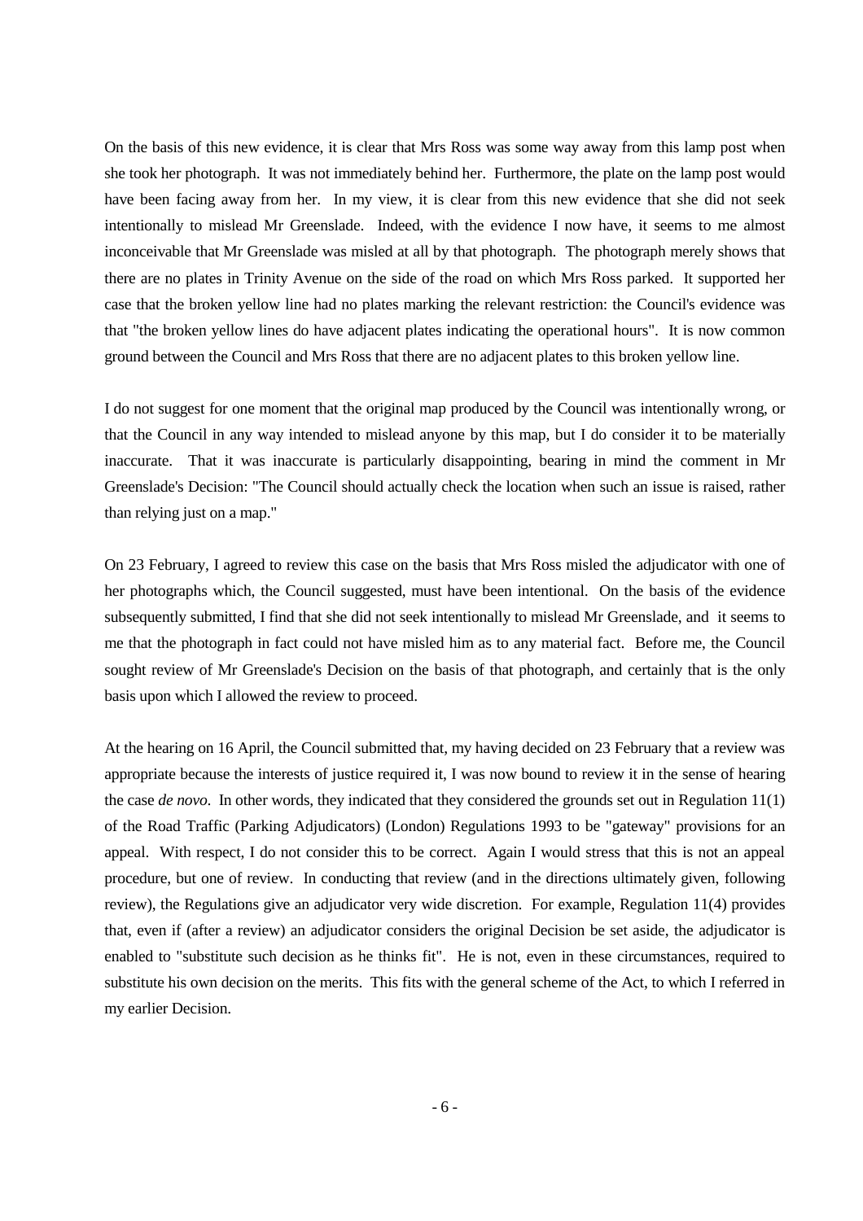On the basis of this new evidence, it is clear that Mrs Ross was some way away from this lamp post when she took her photograph. It was not immediately behind her. Furthermore, the plate on the lamp post would have been facing away from her. In my view, it is clear from this new evidence that she did not seek intentionally to mislead Mr Greenslade. Indeed, with the evidence I now have, it seems to me almost inconceivable that Mr Greenslade was misled at all by that photograph. The photograph merely shows that there are no plates in Trinity Avenue on the side of the road on which Mrs Ross parked. It supported her case that the broken yellow line had no plates marking the relevant restriction: the Council's evidence was that "the broken yellow lines do have adjacent plates indicating the operational hours". It is now common ground between the Council and Mrs Ross that there are no adjacent plates to this broken yellow line.

I do not suggest for one moment that the original map produced by the Council was intentionally wrong, or that the Council in any way intended to mislead anyone by this map, but I do consider it to be materially inaccurate. That it was inaccurate is particularly disappointing, bearing in mind the comment in Mr Greenslade's Decision: "The Council should actually check the location when such an issue is raised, rather than relying just on a map."

On 23 February, I agreed to review this case on the basis that Mrs Ross misled the adjudicator with one of her photographs which, the Council suggested, must have been intentional. On the basis of the evidence subsequently submitted, I find that she did not seek intentionally to mislead Mr Greenslade, and it seems to me that the photograph in fact could not have misled him as to any material fact. Before me, the Council sought review of Mr Greenslade's Decision on the basis of that photograph, and certainly that is the only basis upon which I allowed the review to proceed.

At the hearing on 16 April, the Council submitted that, my having decided on 23 February that a review was appropriate because the interests of justice required it, I was now bound to review it in the sense of hearing the case *de novo*. In other words, they indicated that they considered the grounds set out in Regulation 11(1) of the Road Traffic (Parking Adjudicators) (London) Regulations 1993 to be "gateway" provisions for an appeal. With respect, I do not consider this to be correct. Again I would stress that this is not an appeal procedure, but one of review. In conducting that review (and in the directions ultimately given, following review), the Regulations give an adjudicator very wide discretion. For example, Regulation 11(4) provides that, even if (after a review) an adjudicator considers the original Decision be set aside, the adjudicator is enabled to "substitute such decision as he thinks fit". He is not, even in these circumstances, required to substitute his own decision on the merits. This fits with the general scheme of the Act, to which I referred in my earlier Decision.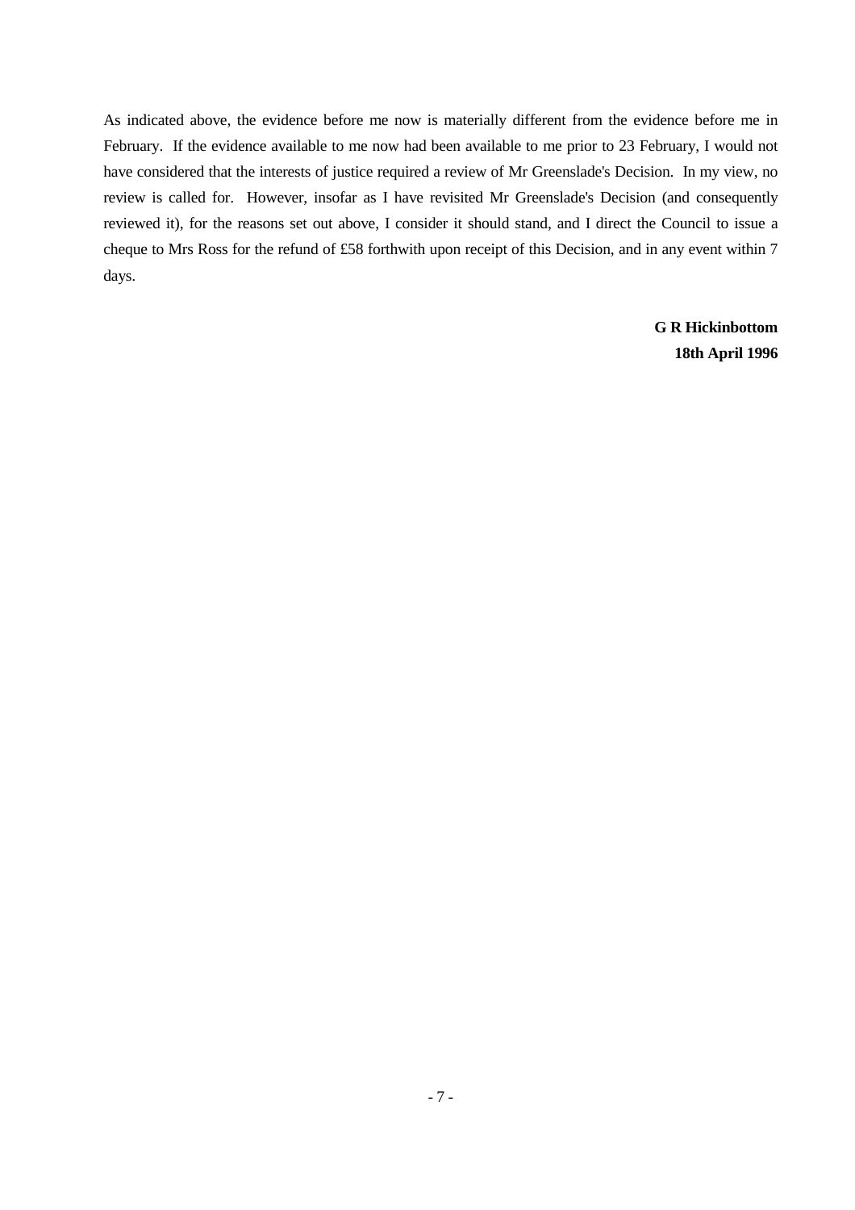As indicated above, the evidence before me now is materially different from the evidence before me in February. If the evidence available to me now had been available to me prior to 23 February, I would not have considered that the interests of justice required a review of Mr Greenslade's Decision. In my view, no review is called for. However, insofar as I have revisited Mr Greenslade's Decision (and consequently reviewed it), for the reasons set out above, I consider it should stand, and I direct the Council to issue a cheque to Mrs Ross for the refund of £58 forthwith upon receipt of this Decision, and in any event within 7 days.

**G R Hickinbottom**
**18th April 1996**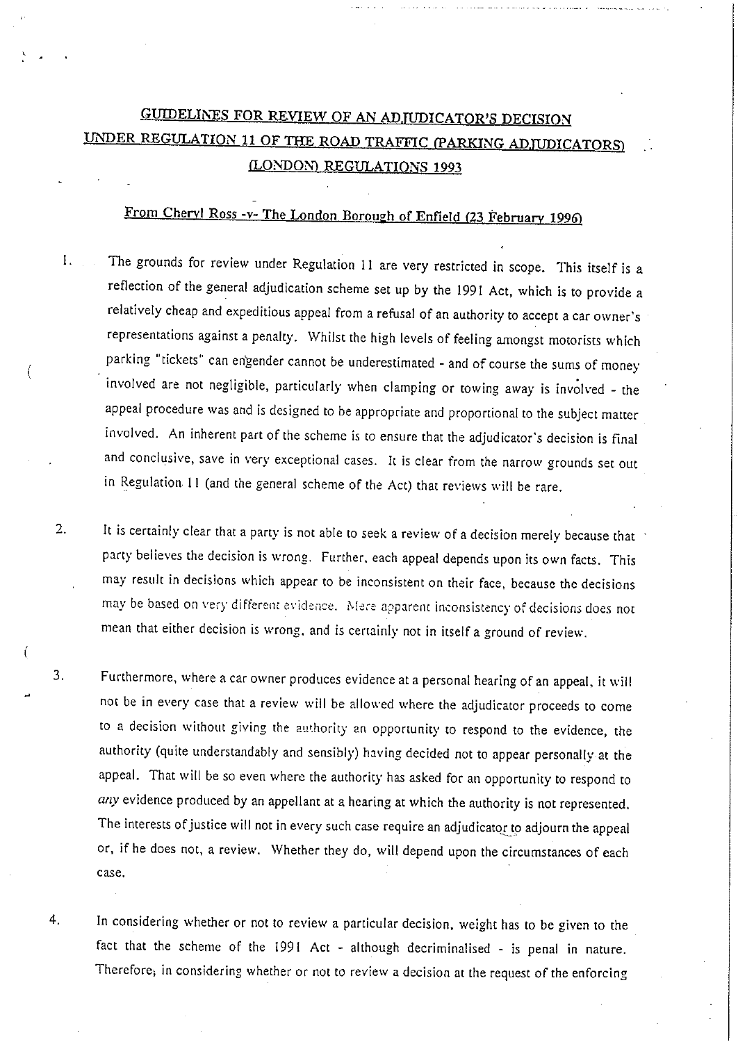# GUIDELINES FOR REVIEW OF AN ADJUDICATOR'S DECISION UNDER REGULATION 11 OF THE ROAD TRAFFIC (PARKING ADJUDICATORS) (LONDON) REGULATIONS 1993

## From Cheryl Ross -v- The London Borough of Enfield (23 February 1996)

1. The grounds for review under Regulation 11 are very restricted in scope. This itself is a reflection of the general adjudication scheme set up by the 1991 Act, which is to provide a relatively cheap and expeditious appeal from a refusal of an authority to accept a car owner's representations against a penalty. Whilst the high levels of feeling amongst motorists which parking "tickets" can engender cannot be underestimated - and of course the sums of money involved are not negligible, particularly when clamping or towing away is involved - the appeal procedure was and is designed to be appropriate and proportional to the subject matter involved. An inherent part of the scheme is to ensure that the adjudicator's decision is final and conclusive, save in very exceptional cases. It is clear from the narrow grounds set out in Regulation 11 (and the general scheme of the Act) that reviews will be rare.

2. It is certainly clear that a party is not able to seek a review of a decision merely because that party believes the decision is wrong. Further, each appeal depends upon its own facts. This may result in decisions which appear to be inconsistent on their face, because the decisions may be based on very different evidence. Mere apparent inconsistency of decisions does not mean that either decision is wrong, and is certainly not in itself a ground of review.

3. Furthermore, where a car owner produces evidence at a personal hearing of an appeal, it will not be in every case that a review will be allowed where the adjudicator proceeds to come to a decision without giving the authority an opportunity to respond to the evidence, the authority (quite understandably and sensibly) having decided not to appear personally at the appeal. That will be so even where the authority has asked for an opportunity to respond to *any* evidence produced by an appellant at a hearing at which the authority is not represented. The interests of justice will not in every such case require an adjudicator to adjourn the appeal or, if he does not, a review. Whether they do, will depend upon the circumstances of each case.

4. In considering whether or not to review a particular decision, weight has to be given to the fact that the scheme of the 1991 Act - although decriminalised - is penal in nature. Therefore, in considering whether or not to review a decision at the request of the enforcing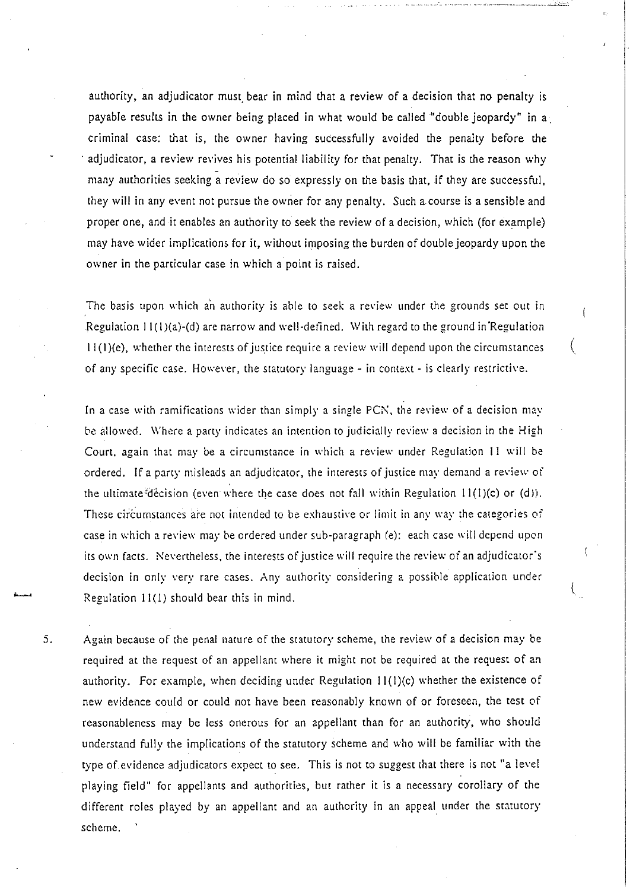authority, an adjudicator must bear in mind that a review of a decision that no penalty is payable results in the owner being placed in what would be called "double jeopardy" in a criminal case: that is, the owner having successfully avoided the penalty before the adjudicator, a review revives his potential liability for that penalty. That is the reason why many authorities seeking a review do so expressly on the basis that, if they are successful, they will in any event not pursue the owner for any penalty. Such a course is a sensible and proper one, and it enables an authority to seek the review of a decision, which (for example) may have wider implications for it, without imposing the burden of double jeopardy upon the owner in the particular case in which a point is raised.

The basis upon which an authority is able to seek a review under the grounds set out in Regulation 11(1)(a)-(d) are narrow and well-defined. With regard to the ground in Regulation 11(1)(e), whether the interests of justice require a review will depend upon the circumstances of any specific case. However, the statutory language - in context - is clearly restrictive.

In a case with ramifications wider than simply a single PCN, the review of a decision may be allowed. Where a party indicates an intention to judicially review a decision in the High Court, again that may be a circumstance in which a review under Regulation 11 will be ordered. If a party misleads an adjudicator, the interests of justice may demand a review of the ultimate decision (even where the case does not fall within Regulation 11(1)(c) or (d)). These circumstances are not intended to be exhaustive or limit in any way the categories of case in which a review may be ordered under sub-paragraph (e): each case will depend upon its own facts. Nevertheless, the interests of justice will require the review of an adjudicator's decision in only very rare cases. Any authority considering a possible application under Regulation 11(1) should bear this in mind.

5. Again because of the penal nature of the statutory scheme, the review of a decision may be required at the request of an appellant where it might not be required at the request of an authority. For example, when deciding under Regulation 11(1)(c) whether the existence of new evidence could or could not have been reasonably known of or foreseen, the test of reasonableness may be less onerous for an appellant than for an authority, who should understand fully the implications of the statutory scheme and who will be familiar with the type of evidence adjudicators expect to see. This is not to suggest that there is not "a level playing field" for appellants and authorities, but rather it is a necessary corollary of the different roles played by an appellant and an authority in an appeal under the statutory scheme.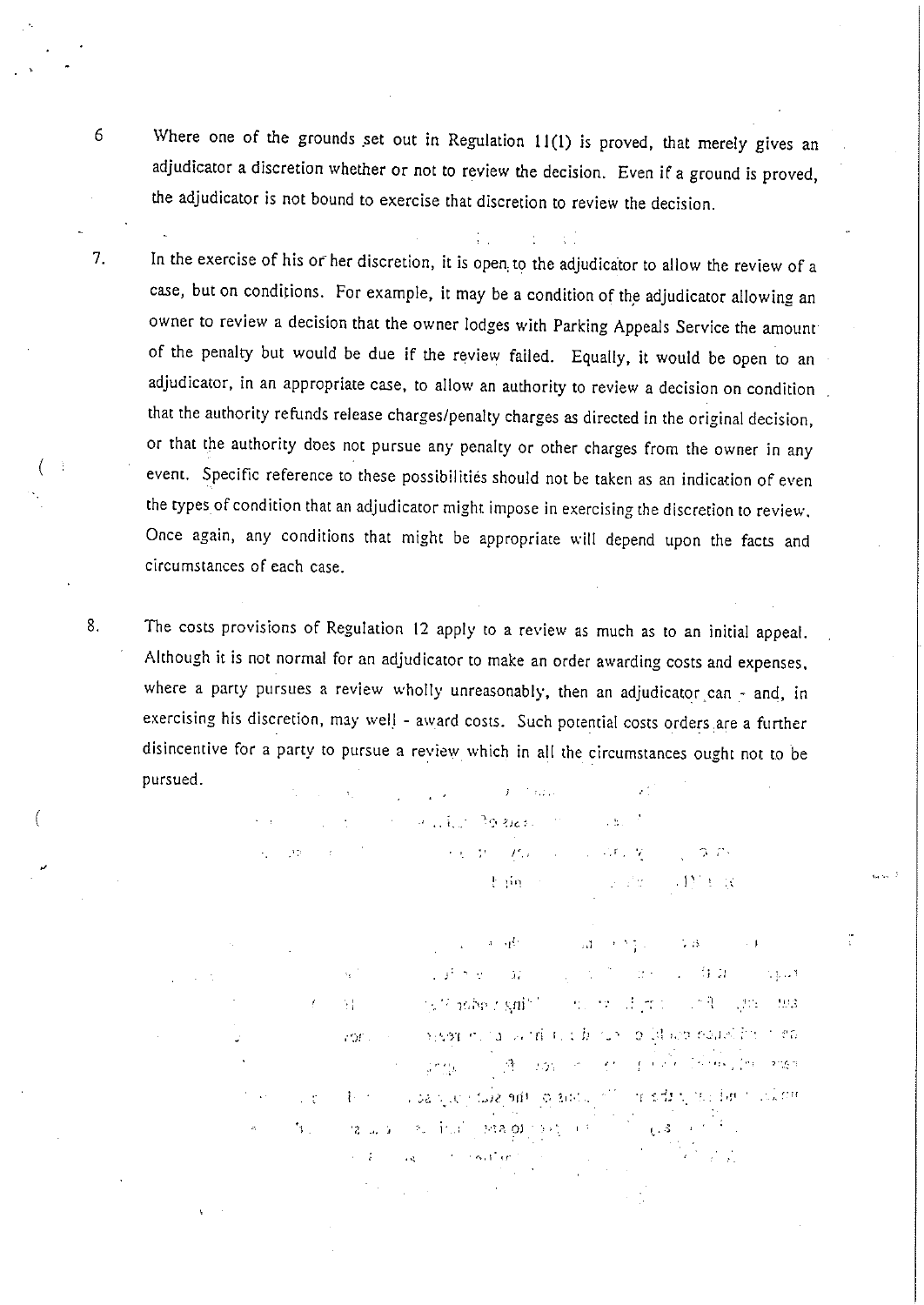6 Where one of the grounds set out in Regulation 11(1) is proved, that merely gives an adjudicator a discretion whether or not to review the decision. Even if a ground is proved, the adjudicator is not bound to exercise that discretion to review the decision.

7. In the exercise of his or her discretion, it is open to the adjudicator to allow the review of a case, but on conditions. For example, it may be a condition of the adjudicator allowing an owner to review a decision that the owner lodges with Parking Appeals Service the amount of the penalty but would be due if the review failed. Equally, it would be open to an adjudicator, in an appropriate case, to allow an authority to review a decision on condition that the authority refunds release charges/penalty charges as directed in the original decision, or that the authority does not pursue any penalty or other charges from the owner in any event. Specific reference to these possibilities should not be taken as an indication of even the types of condition that an adjudicator might impose in exercising the discretion to review. Once again, any conditions that might be appropriate will depend upon the facts and circumstances of each case.

8. The costs provisions of Regulation 12 apply to a review as much as to an initial appeal. Although it is not normal for an adjudicator to make an order awarding costs and expenses, where a party pursues a review wholly unreasonably, then an adjudicator can - and, in exercising his discretion, may well - award costs. Such potential costs orders are a further disincentive for a party to pursue a review which in all the circumstances ought not to be pursued.